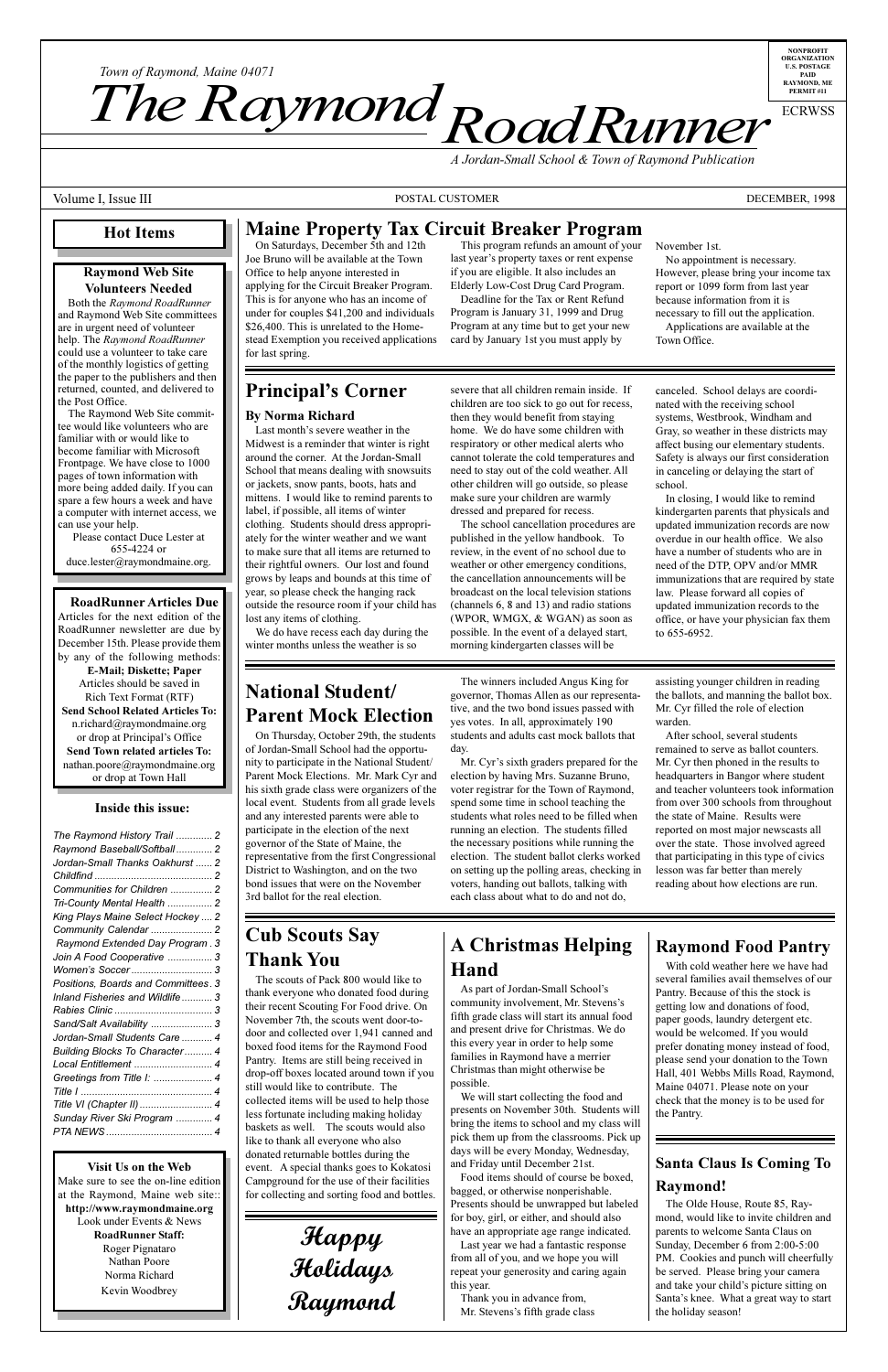Town of Raymond, Maine 04071

# The Raymond RoadRunner

*A Jordan-Small School & Town of Raymond Publication*

NONPROFIT ORGANIZATION U.S. POSTAGE PAID RAYMOND, ME PERMIT #11

ECRWSS

Volume I, Issue III — POSTAL CUSTOMER — DECEMBER, 1998

## Hot Items

### Raymond Web Site Volunteers Needed

Both the *Raymond RoadRunner* and Raymond Web Site committees are in urgent need of volunteer help. The *Raymond RoadRunner* could use a volunteer to take care of the monthly logistics of getting the paper to the publishers and then returned, counted, and delivered to the Post Office.

The Raymond Web Site committee would like volunteers who are familiar with or would like to become familiar with Microsoft Frontpage. We have close to 1000 pages of town information with more being added daily. If you can spare a few hours a week and have a computer with internet access, we can use your help.

Please contact Duce Lester at 655-4224 or duce.lester@raymondmaine.org.

### RoadRunner Articles Due

Articles for the next edition of the RoadRunner newsletter are due by December 15th. Please provide them by any of the following methods:

**E-Mail; Diskette; Paper**

Articles should be saved in Rich Text Format (RTF)

**Send School Related Articles To:**
n.richard@raymondmaine.org
or drop at Principal's Office

**Send Town related articles To:**
nathan.poore@raymondmaine.org
or drop at Town Hall

### Inside this issue:

| | |
|---|---|
| *The Raymond History Trail* | 2 |
| *Raymond Baseball/Softball* | 2 |
| *Jordan-Small Thanks Oakhurst* | 2 |
| *Childfind* | 2 |
| *Communities for Children* | 2 |
| *Tri-County Mental Health* | 2 |
| *King Plays Maine Select Hockey* | 2 |
| *Community Calendar* | 2 |
| *Raymond Extended Day Program* | 3 |
| *Join A Food Cooperative* | 3 |
| *Women's Soccer* | 3 |
| *Positions, Boards and Committees* | 3 |
| *Inland Fisheries and Wildlife* | 3 |
| *Rabies Clinic* | 3 |
| *Sand/Salt Availability* | 3 |
| *Jordan-Small Students Care* | 4 |
| *Building Blocks To Character* | 4 |
| *Local Entitlement* | 4 |
| *Greetings from Title I:* | 4 |
| *Title I* | 4 |
| *Title VI (Chapter II)* | 4 |
| *Sunday River Ski Program* | 4 |
| *PTA NEWS* | 4 |

### Visit Us on the Web

Make sure to see the on-line edition at the Raymond, Maine web site:: **http://www.raymondmaine.org**
Look under Events & News

**RoadRunner Staff:**
Roger Pignataro
Nathan Poore
Norma Richard
Kevin Woodbrey

## Maine Property Tax Circuit Breaker Program

On Saturdays, December 5th and 12th Joe Bruno will be available at the Town Office to help anyone interested in applying for the Circuit Breaker Program. This is for anyone who has an income of under for couples $41,200 and individuals $26,400. This is unrelated to the Homestead Exemption you received applications for last spring.

This program refunds an amount of your last year's property taxes or rent expense if you are eligible. It also includes an Elderly Low-Cost Drug Card Program.

Deadline for the Tax or Rent Refund Program is January 31, 1999 and Drug Program at any time but to get your new card by January 1st you must apply by November 1st.

No appointment is necessary. However, please bring your income tax report or 1099 form from last year because information from it is necessary to fill out the application.

Applications are available at the Town Office.

## Principal's Corner

### By Norma Richard

Last month's severe weather in the Midwest is a reminder that winter is right around the corner. At the Jordan-Small School that means dealing with snowsuits or jackets, snow pants, boots, hats and mittens. I would like to remind parents to label, if possible, all items of winter clothing. Students should dress appropriately for the winter weather and we want to make sure that all items are returned to their rightful owners. Our lost and found grows by leaps and bounds at this time of year, so please check the hanging rack outside the resource room if your child has lost any items of clothing.

We do have recess each day during the winter months unless the weather is so severe that all children remain inside. If children are too sick to go out for recess, then they would benefit from staying home. We do have some children with respiratory or other medical alerts who cannot tolerate the cold temperatures and need to stay out of the cold weather. All other children will go outside, so please make sure your children are warmly dressed and prepared for recess.

The school cancellation procedures are published in the yellow handbook. To review, in the event of no school due to weather or other emergency conditions, the cancellation announcements will be broadcast on the local television stations (channels 6, 8 and 13) and radio stations (WPOR, WMGX, & WGAN) as soon as possible. In the event of a delayed start, morning kindergarten classes will be canceled. School delays are coordinated with the receiving school systems, Westbrook, Windham and Gray, so weather in these districts may affect busing our elementary students. Safety is always our first consideration in canceling or delaying the start of school.

In closing, I would like to remind kindergarten parents that physicals and updated immunization records are now overdue in our health office. We also have a number of students who are in need of the DTP, OPV and/or MMR immunizations that are required by state law. Please forward all copies of updated immunization records to the office, or have your physician fax them to 655-6952.

## National Student/ Parent Mock Election

On Thursday, October 29th, the students of Jordan-Small School had the opportunity to participate in the National Student/ Parent Mock Elections. Mr. Mark Cyr and his sixth grade class were organizers of the local event. Students from all grade levels and any interested parents were able to participate in the election of the next governor of the State of Maine, the representative from the first Congressional District to Washington, and on the two bond issues that were on the November 3rd ballot for the real election.

The winners included Angus King for governor, Thomas Allen as our representative, and the two bond issues passed with yes votes. In all, approximately 190 students and adults cast mock ballots that day.

Mr. Cyr's sixth graders prepared for the election by having Mrs. Suzanne Bruno, voter registrar for the Town of Raymond, spend some time in school teaching the students what roles need to be filled when running an election. The students filled the necessary positions while running the election. The student ballot clerks worked on setting up the polling areas, checking in voters, handing out ballots, talking with each class about what to do and not do, assisting younger children in reading the ballots, and manning the ballot box. Mr. Cyr filled the role of election warden.

After school, several students remained to serve as ballot counters. Mr. Cyr then phoned in the results to headquarters in Bangor where student and teacher volunteers took information from over 300 schools from throughout the state of Maine. Results were reported on most major newscasts all over the state. Those involved agreed that participating in this type of civics lesson was far better than merely reading about how elections are run.

## Cub Scouts Say Thank You

The scouts of Pack 800 would like to thank everyone who donated food during their recent Scouting For Food drive. On November 7th, the scouts went door-to-door and collected over 1,941 canned and boxed food items for the Raymond Food Pantry. Items are still being received in drop-off boxes located around town if you still would like to contribute. The collected items will be used to help those less fortunate including making holiday baskets as well. The scouts would also like to thank all everyone who also donated returnable bottles during the event. A special thanks goes to Kokatosi Campground for the use of their facilities for collecting and sorting food and bottles.

**Happy Holidays Raymond**

## A Christmas Helping Hand

As part of Jordan-Small School's community involvement, Mr. Stevens's fifth grade class will start its annual food and present drive for Christmas. We do this every year in order to help some families in Raymond have a merrier Christmas than might otherwise be possible.

We will start collecting the food and presents on November 30th. Students will bring the items to school and my class will pick them up from the classrooms. Pick up days will be every Monday, Wednesday, and Friday until December 21st.

Food items should of course be boxed, bagged, or otherwise nonperishable. Presents should be unwrapped but labeled for boy, girl, or either, and should also have an appropriate age range indicated.

Last year we had a fantastic response from all of you, and we hope you will repeat your generosity and caring again this year.

Thank you in advance from,
Mr. Stevens's fifth grade class

## Raymond Food Pantry

With cold weather here we have had several families avail themselves of our Pantry. Because of this the stock is getting low and donations of food, paper goods, laundry detergent etc. would be welcomed. If you would prefer donating money instead of food, please send your donation to the Town Hall, 401 Webbs Mills Road, Raymond, Maine 04071. Please note on your check that the money is to be used for the Pantry.

## Santa Claus Is Coming To Raymond!

The Olde House, Route 85, Raymond, would like to invite children and parents to welcome Santa Claus on Sunday, December 6 from 2:00-5:00 PM. Cookies and punch will cheerfully be served. Please bring your camera and take your child's picture sitting on Santa's knee. What a great way to start the holiday season!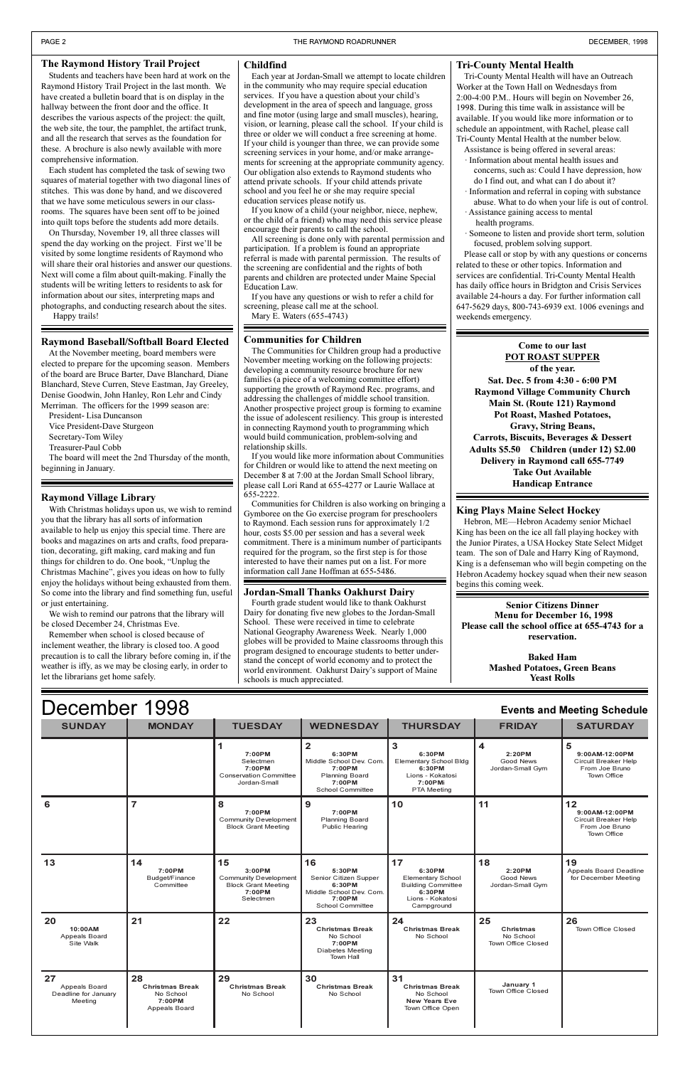## The Raymond History Trail Project

Students and teachers have been hard at work on the Raymond History Trail Project in the last month. We have created a bulletin board that is on display in the hallway between the front door and the office. It describes the various aspects of the project: the quilt, the web site, the tour, the pamphlet, the artifact trunk, and all the research that serves as the foundation for these. A brochure is also newly available with more comprehensive information.

Each student has completed the task of sewing two squares of material together with two diagonal lines of stitches. This was done by hand, and we discovered that we have some meticulous sewers in our classrooms. The squares have been sent off to be joined into quilt tops before the students add more details.

On Thursday, November 19, all three classes will spend the day working on the project. First we'll be visited by some longtime residents of Raymond who will share their oral histories and answer our questions. Next will come a film about quilt-making. Finally the students will be writing letters to residents to ask for information about our sites, interpreting maps and photographs, and conducting research about the sites.

Happy trails!

## Raymond Baseball/Softball Board Elected

At the November meeting, board members were elected to prepare for the upcoming season. Members of the board are Bruce Barter, Dave Blanchard, Diane Blanchard, Steve Curren, Steve Eastman, Jay Greeley, Denise Goodwin, John Hanley, Ron Lehr and Cindy Merriman. The officers for the 1999 season are:

President- Lisa Duncanson
Vice President-Dave Sturgeon
Secretary-Tom Wiley
Treasurer-Paul Cobb

The board will meet the 2nd Thursday of the month, beginning in January.

## Raymond Village Library

With Christmas holidays upon us, we wish to remind you that the library has all sorts of information available to help us enjoy this special time. There are books and magazines on arts and crafts, food preparation, decorating, gift making, card making and fun things for children to do. One book, "Unplug the Christmas Machine", gives you ideas on how to fully enjoy the holidays without being exhausted from them. So come into the library and find something fun, useful or just entertaining.

We wish to remind our patrons that the library will be closed December 24, Christmas Eve.

Remember when school is closed because of inclement weather, the library is closed too. A good precaution is to call the library before coming in, if the weather is iffy, as we may be closing early, in order to let the librarians get home safely.

## Childfind

Each year at Jordan-Small we attempt to locate children in the community who may require special education services. If you have a question about your child's development in the area of speech and language, gross and fine motor (using large and small muscles), hearing, vision, or learning, please call the school. If your child is three or older we will conduct a free screening at home. If your child is younger than three, we can provide some screening services in your home, and/or make arrangements for screening at the appropriate community agency. Our obligation also extends to Raymond students who attend private schools. If your child attends private school and you feel he or she may require special education services please notify us.

If you know of a child (your neighbor, niece, nephew, or the child of a friend) who may need this service please encourage their parents to call the school.

All screening is done only with parental permission and participation. If a problem is found an appropriate referral is made with parental permission. The results of the screening are confidential and the rights of both parents and children are protected under Maine Special Education Law.

If you have any questions or wish to refer a child for screening, please call me at the school.

Mary E. Waters (655-4743)

## Communities for Children

The Communities for Children group had a productive November meeting working on the following projects: developing a community resource brochure for new families (a piece of a welcoming committee effort) supporting the growth of Raymond Rec. programs, and addressing the challenges of middle school transition. Another prospective project group is forming to examine the issue of adolescent resiliency. This group is interested in connecting Raymond youth to programming which would build communication, problem-solving and relationship skills.

If you would like more information about Communities for Children or would like to attend the next meeting on December 8 at 7:00 at the Jordan Small School library, please call Lori Rand at 655-4277 or Laurie Wallace at 655-2222.

Communities for Children is also working on bringing a Gymboree on the Go exercise program for preschoolers to Raymond. Each session runs for approximately 1/2 hour, costs $5.00 per session and has a several week commitment. There is a minimum number of participants required for the program, so the first step is for those interested to have their names put on a list. For more information call Jane Hoffman at 655-5486.

## Jordan-Small Thanks Oakhurst Dairy

Fourth grade student would like to thank Oakhurst Dairy for donating five new globes to the Jordan-Small School. These were received in time to celebrate National Geography Awareness Week. Nearly 1,000 globes will be provided to Maine classrooms through this program designed to encourage students to better understand the concept of world economy and to protect the world environment. Oakhurst Dairy's support of Maine schools is much appreciated.

## Tri-County Mental Health

Tri-County Mental Health will have an Outreach Worker at the Town Hall on Wednesdays from 2:00-4:00 P.M.. Hours will begin on November 26, 1998. During this time walk in assistance will be available. If you would like more information or to schedule an appointment, with Rachel, please call Tri-County Mental Health at the number below.

Assistance is being offered in several areas:

- Information about mental health issues and concerns, such as: Could I have depression, how do I find out, and what can I do about it?
- Information and referral in coping with substance abuse. What to do when your life is out of control.
- Assistance gaining access to mental health programs.
- Someone to listen and provide short term, solution focused, problem solving support.

Please call or stop by with any questions or concerns related to these or other topics. Information and services are confidential. Tri-County Mental Health has daily office hours in Bridgton and Crisis Services available 24-hours a day. For further information call 647-5629 days, 800-743-6939 ext. 1006 evenings and weekends emergency.

**Come to our last**
**POT ROAST SUPPER**
**of the year.**
**Sat. Dec. 5 from 4:30 - 6:00 PM**
**Raymond Village Community Church**
**Main St. (Route 121) Raymond**
**Pot Roast, Mashed Potatoes,**
**Gravy, String Beans,**
**Carrots, Biscuits, Beverages & Dessert**
**Adults $5.50 Children (under 12) $2.00**
**Delivery in Raymond call 655-7749**
**Take Out Available**
**Handicap Entrance**

## King Plays Maine Select Hockey

Hebron, ME—Hebron Academy senior Michael King has been on the ice all fall playing hockey with the Junior Pirates, a USA Hockey State Select Midget team. The son of Dale and Harry King of Raymond, King is a defenseman who will begin competing on the Hebron Academy hockey squad when their new season begins this coming week.

**Senior Citizens Dinner**
**Menu for December 16, 1998**
**Please call the school office at 655-4743 for a reservation.**

**Baked Ham**
**Mashed Potatoes, Green Beans**
**Yeast Rolls**

# December 1998

**Events and Meeting Schedule**

| SUNDAY | MONDAY | TUESDAY | WEDNESDAY | THURSDAY | FRIDAY | SATURDAY |
|---|---|---|---|---|---|---|
| | | **1** 7:00PM Selectmen; 7:00PM Conservation Committee Jordan-Small | **2** 6:30PM Middle School Dev. Com.; 7:00PM Planning Board; 7:00PM School Committee | **3** 6:30PM Elementary School Bldg; 6:30PM Lions - Kokatosi; 7:00PM PTA Meeting | **4** 2:20PM Good News Jordan-Small Gym | **5** 9:00AM-12:00PM Circuit Breaker Help From Joe Bruno Town Office |
| **6** | **7** | **8** 7:00PM Community Development Block Grant Meeting | **9** 7:00PM Planning Board Public Hearing | **10** | **11** | **12** 9:00AM-12:00PM Circuit Breaker Help From Joe Bruno Town Office |
| **13** | **14** 7:00PM Budget/Finance Committee | **15** 3:00PM Community Development Block Grant Meeting; 7:00PM Selectmen | **16** 5:30PM Senior Citizen Supper; 6:30PM Middle School Dev. Com.; 7:00PM School Committee | **17** 6:30PM Elementary School Building Committee; 6:30PM Lions - Kokatosi Campground | **18** 2:20PM Good News Jordan-Small Gym | **19** Appeals Board Deadline for December Meeting |
| **20** 10:00AM Appeals Board Site Walk | **21** | **22** | **23** Christmas Break No School; 7:00PM Diabetes Meeting Town Hall | **24** Christmas Break No School | **25** Christmas No School Town Office Closed | **26** Town Office Closed |
| **27** Appeals Board Deadline for January Meeting | **28** Christmas Break No School; 7:00PM Appeals Board | **29** Christmas Break No School | **30** Christmas Break No School | **31** Christmas Break No School; New Years Eve Town Office Open | January 1 Town Office Closed | |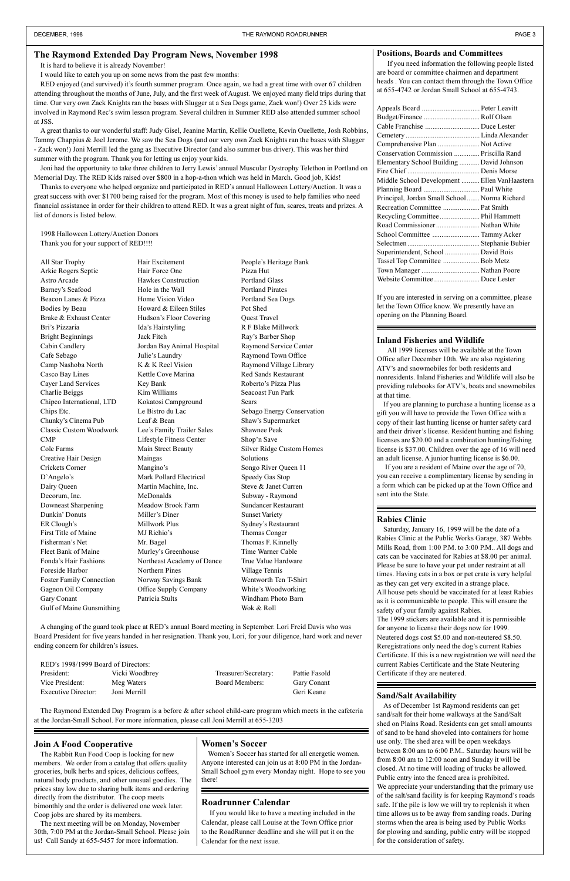## The Raymond Extended Day Program News, November 1998

It is hard to believe it is already November!

I would like to catch you up on some news from the past few months:

RED enjoyed (and survived) it's fourth summer program. Once again, we had a great time with over 67 children attending throughout the months of June, July, and the first week of August. We enjoyed many field trips during that time. Our very own Zack Knights ran the bases with Slugger at a Sea Dogs game, Zack won!) Over 25 kids were involved in Raymond Rec's swim lesson program. Several children in Summer RED also attended summer school at JSS.

A great thanks to our wonderful staff: Judy Gisel, Jeanine Martin, Kellie Ouellette, Kevin Ouellette, Josh Robbins, Tammy Chappius & Joel Jerome. We saw the Sea Dogs (and our very own Zack Knights ran the bases with Slugger - Zack won!) Joni Merrill led the gang as Executive Director (and also summer bus driver). This was her third summer with the program. Thank you for letting us enjoy your kids.

Joni had the opportunity to take three children to Jerry Lewis' annual Muscular Dystrophy Telethon in Portland on Memorial Day. The RED Kids raised over $800 in a hop-a-thon which was held in March. Good job, Kids!

Thanks to everyone who helped organize and participated in RED's annual Halloween Lottery/Auction. It was a great success with over $1700 being raised for the program. Most of this money is used to help families who need financial assistance in order for their children to attend RED. It was a great night of fun, scares, treats and prizes. A list of donors is listed below.

1998 Halloween Lottery/Auction Donors
Thank you for your support of RED!!!!

All Star Trophy
Arkie Rogers Septic
Astro Arcade
Barney's Seafood
Beacon Lanes & Pizza
Bodies by Beau
Brake & Exhaust Center
Bri's Pizzaria
Bright Beginnings
Cabin Candlery
Cafe Sebago
Camp Nashoba North
Casco Bay Lines
Cayer Land Services
Charlie Beiggs
Chipco International, LTD
Chips Etc.
Chunky's Cinema Pub
Classic Custom Woodwork
CMP
Cole Farms
Creative Hair Design
Crickets Corner
D'Angelo's
Dairy Queen
Decorum, Inc.
Downeast Sharpening
Dunkin' Donuts
ER Clough's
First Title of Maine
Fisherman's Net
Fleet Bank of Maine
Fonda's Hair Fashions
Foreside Harbor
Foster Family Connection
Gagnon Oil Company
Gary Conant
Gulf of Maine Gunsmithing
Hair Excitement
Hair Force One
Hawkes Construction
Hole in the Wall
Home Vision Video
Howard & Eileen Stiles
Hudson's Floor Covering
Ida's Hairstyling
Jack Fitch
Jordan Bay Animal Hospital
Julie's Laundry
K & K Reel Vision
Kettle Cove Marina
Key Bank
Kim Williams
Kokatosi Campground
Le Bistro du Lac
Leaf & Bean
Lee's Family Trailer Sales
Lifestyle Fitness Center
Main Street Beauty
Maingas
Mangino's
Mark Pollard Electrical
Martin Machine, Inc.
McDonalds
Meadow Brook Farm
Miller's Diner
Millwork Plus
MJ Richio's
Mr. Bagel
Murley's Greenhouse
Northeast Academy of Dance
Northern Pines
Norway Savings Bank
Office Supply Company
Patricia Stults
People's Heritage Bank
Pizza Hut
Portland Glass
Portland Pirates
Portland Sea Dogs
Pot Shed
Quest Travel
R F Blake Millwork
Ray's Barber Shop
Raymond Service Center
Raymond Town Office
Raymond Village Library
Red Sands Restaurant
Roberto's Pizza Plus
Seacoast Fun Park
Sears
Sebago Energy Conservation
Shaw's Supermarket
Shawnee Peak
Shop'n Save
Silver Ridge Custom Homes
Solutions
Songo River Queen 11
Speedy Gas Stop
Steve & Janet Curren
Subway - Raymond
Sundancer Restaurant
Sunset Variety
Sydney's Restaurant
Thomas Conger
Thomas F. Kinnelly
Time Warner Cable
True Value Hardware
Village Tennis
Wentworth Ten T-Shirt
White's Woodworking
Windham Photo Barn
Wok & Roll

A changing of the guard took place at RED's annual Board meeting in September. Lori Freid Davis who was Board President for five years handed in her resignation. Thank you, Lori, for your diligence, hard work and never ending concern for children's issues.

RED's 1998/1999 Board of Directors:

| | | | |
|---|---|---|---|
| President: | Vicki Woodbrey | Treasurer/Secretary: | Pattie Fasold |
| Vice President: | Meg Waters | Board Members: | Gary Conant |
| Executive Director: | Joni Merrill | | Geri Keane |

The Raymond Extended Day Program is a before & after school child-care program which meets in the cafeteria at the Jordan-Small School. For more information, please call Joni Merrill at 655-3203

## Join A Food Cooperative

The Rabbit Run Food Coop is looking for new members. We order from a catalog that offers quality groceries, bulk herbs and spices, delicious coffees, natural body products, and other unusual goodies. The prices stay low due to sharing bulk items and ordering directly from the distributor. The coop meets bimonthly and the order is delivered one week later. Coop jobs are shared by its members.

The next meeting will be on Monday, November 30th, 7:00 PM at the Jordan-Small School. Please join us! Call Sandy at 655-5457 for more information.

## Women's Soccer

Women's Soccer has started for all energetic women. Anyone interested can join us at 8:00 PM in the Jordan-Small School gym every Monday night. Hope to see you there!

## Roadrunner Calendar

If you would like to have a meeting included in the Calendar, please call Louise at the Town Office prior to the RoadRunner deadline and she will put it on the Calendar for the next issue.

## Positions, Boards and Committees

If you need information the following people listed are board or committee chairmen and department heads . You can contact them through the Town Office at 655-4742 or Jordan Small School at 655-4743.

| | |
|---|---|
| Appeals Board | Peter Leavitt |
| Budget/Finance | Rolf Olsen |
| Cable Franchise | Duce Lester |
| Cemetery | Linda Alexander |
| Comprehensive Plan | Not Active |
| Conservation Commission | Priscilla Rand |
| Elementary School Building | David Johnson |
| Fire Chief | Denis Morse |
| Middle School Development | Ellen VanHaastern |
| Planning Board | Paul White |
| Principal, Jordan Small School | Norma Richard |
| Recreation Committee | Pat Smith |
| Recycling Committee | Phil Hammett |
| Road Commissioner | Nathan White |
| School Committee | Tammy Acker |
| Selectmen | Stephanie Bubier |
| Superintendent, School | David Bois |
| Tassel Top Committee | Bob Metz |
| Town Manager | Nathan Poore |
| Website Committee | Duce Lester |

If you are interested in serving on a committee, please let the Town Office know. We presently have an opening on the Planning Board.

## Inland Fisheries and Wildlife

All 1999 licenses will be available at the Town Office after December 10th. We are also registering ATV's and snowmobiles for both residents and nonresidents. Inland Fisheries and Wildlife will also be providing rulebooks for ATV's, boats and snowmobiles at that time.

If you are planning to purchase a hunting license as a gift you will have to provide the Town Office with a copy of their last hunting license or hunter safety card and their driver's license. Resident hunting and fishing licenses are $20.00 and a combination hunting/fishing license is $37.00. Children over the age of 16 will need an adult license. A junior hunting license is $6.00.

If you are a resident of Maine over the age of 70, you can receive a complimentary license by sending in a form which can be picked up at the Town Office and sent into the State.

## Rabies Clinic

Saturday, January 16, 1999 will be the date of a Rabies Clinic at the Public Works Garage, 387 Webbs Mills Road, from 1:00 P.M. to 3:00 P.M.. All dogs and cats can be vaccinated for Rabies at $8.00 per animal. Please be sure to have your pet under restraint at all times. Having cats in a box or pet crate is very helpful as they can get very excited in a strange place.

All house pets should be vaccinated for at least Rabies as it is communicable to people. This will ensure the safety of your family against Rabies.

The 1999 stickers are available and it is permissible for anyone to license their dogs now for 1999. Neutered dogs cost $5.00 and non-neutered $8.50. Reregistrations only need the dog's current Rabies Certificate. If this is a new registration we will need the current Rabies Certificate and the State Neutering Certificate if they are neutered.

## Sand/Salt Availability

As of December 1st Raymond residents can get sand/salt for their home walkways at the Sand/Salt shed on Plains Road. Residents can get small amounts of sand to be hand shoveled into containers for home use only. The shed area will be open weekdays between 8:00 am to 6:00 P.M.. Saturday hours will be from 8:00 am to 12:00 noon and Sunday it will be closed. At no time will loading of trucks be allowed. Public entry into the fenced area is prohibited.

We appreciate your understanding that the primary use of the salt/sand facility is for keeping Raymond's roads safe. If the pile is low we will try to replenish it when time allows us to be away from sanding roads. During storms when the area is being used by Public Works for plowing and sanding, public entry will be stopped for the consideration of safety.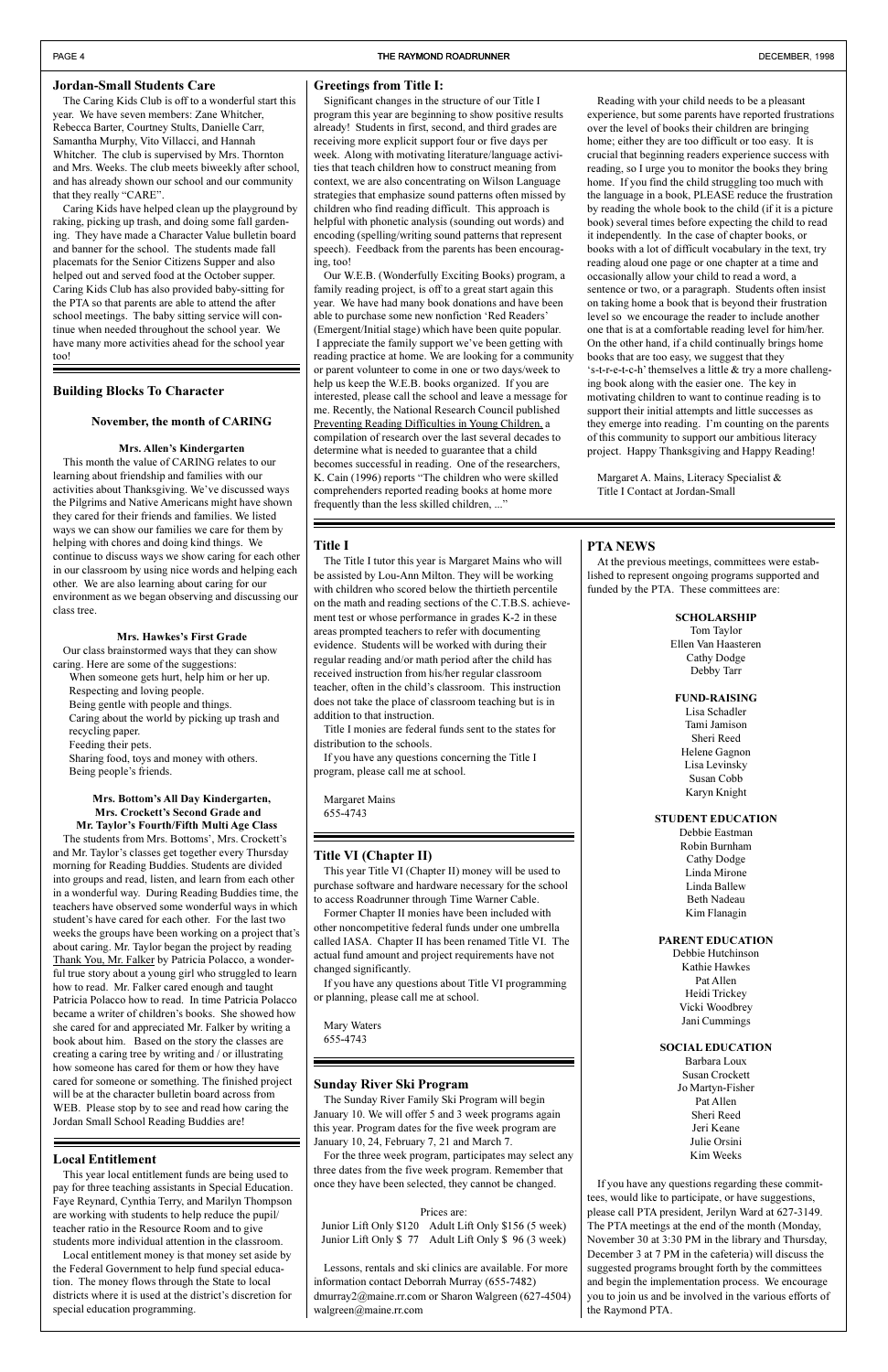## Jordan-Small Students Care

The Caring Kids Club is off to a wonderful start this year. We have seven members: Zane Whitcher, Rebecca Barter, Courtney Stults, Danielle Carr, Samantha Murphy, Vito Villacci, and Hannah Whitcher. The club is supervised by Mrs. Thornton and Mrs. Weeks. The club meets biweekly after school, and has already shown our school and our community that they really "CARE".

Caring Kids have helped clean up the playground by raking, picking up trash, and doing some fall gardening. They have made a Character Value bulletin board and banner for the school. The students made fall placemats for the Senior Citizens Supper and also helped out and served food at the October supper. Caring Kids Club has also provided baby-sitting for the PTA so that parents are able to attend the after school meetings. The baby sitting service will continue when needed throughout the school year. We have many more activities ahead for the school year too!

## Building Blocks To Character

### November, the month of CARING

#### Mrs. Allen's Kindergarten

This month the value of CARING relates to our learning about friendship and families with our activities about Thanksgiving. We've discussed ways the Pilgrims and Native Americans might have shown they cared for their friends and families. We listed ways we can show our families we care for them by helping with chores and doing kind things. We continue to discuss ways we show caring for each other in our classroom by using nice words and helping each other. We are also learning about caring for our environment as we began observing and discussing our class tree.

#### Mrs. Hawkes's First Grade

Our class brainstormed ways that they can show caring. Here are some of the suggestions:

- When someone gets hurt, help him or her up.
- Respecting and loving people.
- Being gentle with people and things.
- Caring about the world by picking up trash and recycling paper.
- Feeding their pets.
- Sharing food, toys and money with others.
- Being people's friends.

#### Mrs. Bottom's All Day Kindergarten, Mrs. Crockett's Second Grade and Mr. Taylor's Fourth/Fifth Multi Age Class

The students from Mrs. Bottoms', Mrs. Crockett's and Mr. Taylor's classes get together every Thursday morning for Reading Buddies. Students are divided into groups and read, listen, and learn from each other in a wonderful way. During Reading Buddies time, the teachers have observed some wonderful ways in which student's have cared for each other. For the last two weeks the groups have been working on a project that's about caring. Mr. Taylor began the project by reading Thank You, Mr. Falker by Patricia Polacco, a wonderful true story about a young girl who struggled to learn how to read. Mr. Falker cared enough and taught Patricia Polacco how to read. In time Patricia Polacco became a writer of children's books. She showed how she cared for and appreciated Mr. Falker by writing a book about him. Based on the story the classes are creating a caring tree by writing and / or illustrating how someone has cared for them or how they have cared for someone or something. The finished project will be at the character bulletin board across from WEB. Please stop by to see and read how caring the Jordan Small School Reading Buddies are!

## Local Entitlement

This year local entitlement funds are being used to pay for three teaching assistants in Special Education. Faye Reynard, Cynthia Terry, and Marilyn Thompson are working with students to help reduce the pupil/teacher ratio in the Resource Room and to give students more individual attention in the classroom.

Local entitlement money is that money set aside by the Federal Government to help fund special education. The money flows through the State to local districts where it is used at the district's discretion for special education programming.

## Greetings from Title I:

Significant changes in the structure of our Title I program this year are beginning to show positive results already! Students in first, second, and third grades are receiving more explicit support four or five days per week. Along with motivating literature/language activities that teach children how to construct meaning from context, we are also concentrating on Wilson Language strategies that emphasize sound patterns often missed by children who find reading difficult. This approach is helpful with phonetic analysis (sounding out words) and encoding (spelling/writing sound patterns that represent speech). Feedback from the parents has been encouraging, too!

Our W.E.B. (Wonderfully Exciting Books) program, a family reading project, is off to a great start again this year. We have had many book donations and have been able to purchase some new nonfiction 'Red Readers' (Emergent/Initial stage) which have been quite popular. I appreciate the family support we've been getting with reading practice at home. We are looking for a community or parent volunteer to come in one or two days/week to help us keep the W.E.B. books organized. If you are interested, please call the school and leave a message for me. Recently, the National Research Council published Preventing Reading Difficulties in Young Children, a compilation of research over the last several decades to determine what is needed to guarantee that a child becomes successful in reading. One of the researchers, K. Cain (1996) reports "The children who were skilled comprehenders reported reading books at home more frequently than the less skilled children, ..."

Reading with your child needs to be a pleasant experience, but some parents have reported frustrations over the level of books their children are bringing home; either they are too difficult or too easy. It is crucial that beginning readers experience success with reading, so I urge you to monitor the books they bring home. If you find the child struggling too much with the language in a book, PLEASE reduce the frustration by reading the whole book to the child (if it is a picture book) several times before expecting the child to read it independently. In the case of chapter books, or books with a lot of difficult vocabulary in the text, try reading aloud one page or one chapter at a time and occasionally allow your child to read a word, a sentence or two, or a paragraph. Students often insist on taking home a book that is beyond their frustration level so we encourage the reader to include another one that is at a comfortable reading level for him/her. On the other hand, if a child continually brings home books that are too easy, we suggest that they 's-t-r-e-t-c-h' themselves a little & try a more challenging book along with the easier one. The key in motivating children to want to continue reading is to support their initial attempts and little successes as they emerge into reading. I'm counting on the parents of this community to support our ambitious literacy project. Happy Thanksgiving and Happy Reading!

Margaret A. Mains, Literacy Specialist &
Title I Contact at Jordan-Small

## Title I

The Title I tutor this year is Margaret Mains who will be assisted by Lou-Ann Milton. They will be working with children who scored below the thirtieth percentile on the math and reading sections of the C.T.B.S. achievement test or whose performance in grades K-2 in these areas prompted teachers to refer with documenting evidence. Students will be worked with during their regular reading and/or math period after the child has received instruction from his/her regular classroom teacher, often in the child's classroom. This instruction does not take the place of classroom teaching but is in addition to that instruction.

Title I monies are federal funds sent to the states for distribution to the schools.

If you have any questions concerning the Title I program, please call me at school.

Margaret Mains
655-4743

## Title VI (Chapter II)

This year Title VI (Chapter II) money will be used to purchase software and hardware necessary for the school to access Roadrunner through Time Warner Cable.

Former Chapter II monies have been included with other noncompetitive federal funds under one umbrella called IASA. Chapter II has been renamed Title VI. The actual fund amount and project requirements have not changed significantly.

If you have any questions about Title VI programming or planning, please call me at school.

Mary Waters
655-4743

## Sunday River Ski Program

The Sunday River Family Ski Program will begin January 10. We will offer 5 and 3 week programs again this year. Program dates for the five week program are January 10, 24, February 7, 21 and March 7.

For the three week program, participates may select any three dates from the five week program. Remember that once they have been selected, they cannot be changed.

Prices are:

| | |
|---|---|
| Junior Lift Only $120 | Adult Lift Only $156 (5 week) |
| Junior Lift Only $ 77 | Adult Lift Only $ 96 (3 week) |

Lessons, rentals and ski clinics are available. For more information contact Deborrah Murray (655-7482) dmurray2@maine.rr.com or Sharon Walgreen (627-4504) walgreen@maine.rr.com

## PTA NEWS

At the previous meetings, committees were established to represent ongoing programs supported and funded by the PTA. These committees are:

**SCHOLARSHIP**
Tom Taylor
Ellen Van Haasteren
Cathy Dodge
Debby Tarr

**FUND-RAISING**
Lisa Schadler
Tami Jamison
Sheri Reed
Helene Gagnon
Lisa Levinsky
Susan Cobb
Karyn Knight

**STUDENT EDUCATION**
Debbie Eastman
Robin Burnham
Cathy Dodge
Linda Mirone
Linda Ballew
Beth Nadeau
Kim Flanagin

**PARENT EDUCATION**
Debbie Hutchinson
Kathie Hawkes
Pat Allen
Heidi Trickey
Vicki Woodbrey
Jani Cummings

**SOCIAL EDUCATION**
Barbara Loux
Susan Crockett
Jo Martyn-Fisher
Pat Allen
Sheri Reed
Jeri Keane
Julie Orsini
Kim Weeks

If you have any questions regarding these committees, would like to participate, or have suggestions, please call PTA president, Jerilyn Ward at 627-3149. The PTA meetings at the end of the month (Monday, November 30 at 3:30 PM in the library and Thursday, December 3 at 7 PM in the cafeteria) will discuss the suggested programs brought forth by the committees and begin the implementation process. We encourage you to join us and be involved in the various efforts of the Raymond PTA.